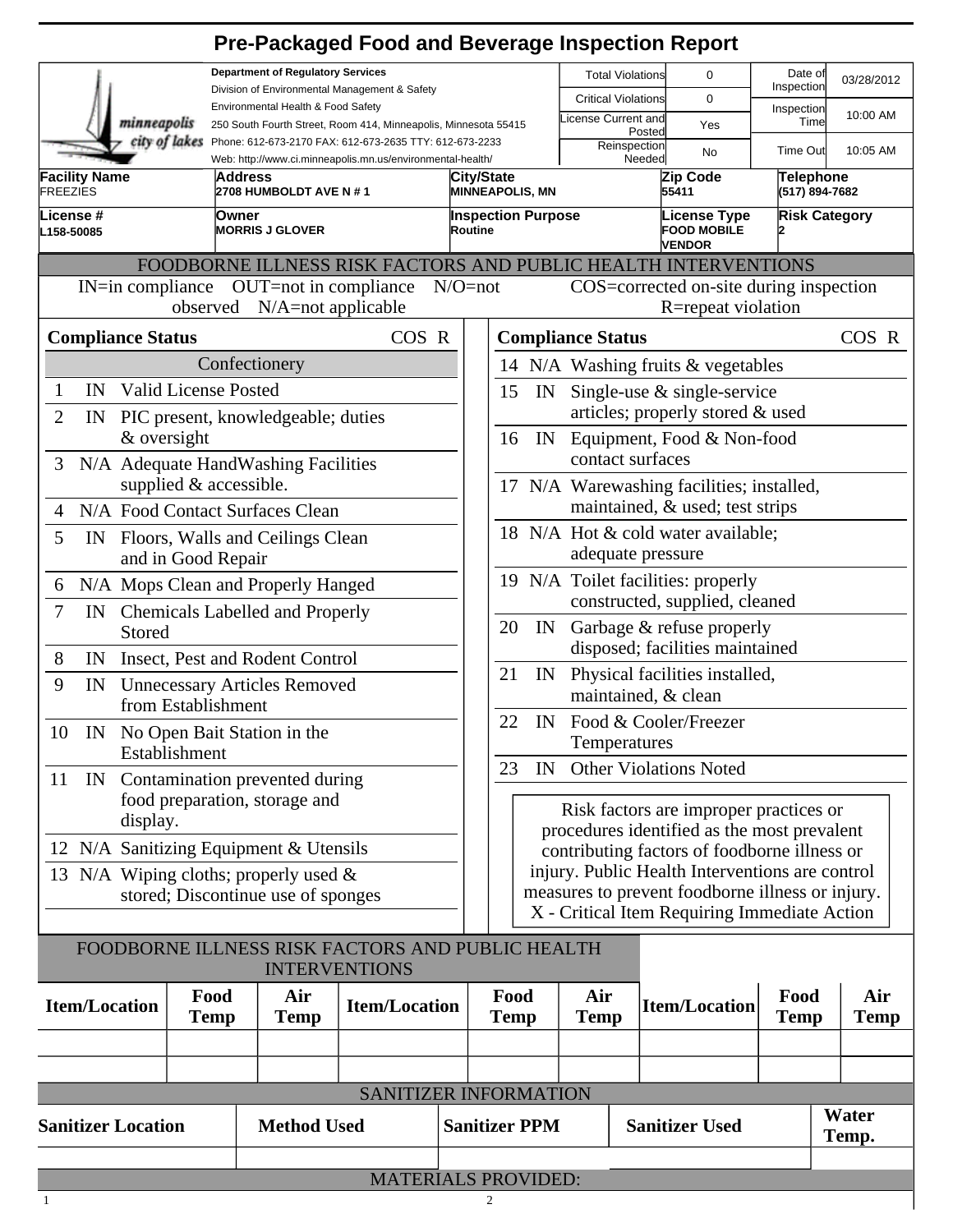# Pre-Packaged Food and Beverage Inspection Report

minneapolis city of lakes

**Department of Regulatory Services**
Division of Environmental Management & Safety
Environmental Health & Food Safety
250 South Fourth Street, Room 414, Minneapolis, Minnesota 55415
Phone: 612-673-2170 FAX: 612-673-2635 TTY: 612-673-2233
Web: http://www.ci.minneapolis.mn.us/environmental-health/

| Total Violations | 0 | Date of Inspection | 03/28/2012 |
|---|---|---|---|
| Critical Violations | 0 | Inspection Time | 10:00 AM |
| License Current and Posted | Yes | | |
| Reinspection Needed | No | Time Out | 10:05 AM |

| Facility Name | Address | City/State | Zip Code | Telephone |
|---|---|---|---|---|
| FREEZIES | 2708 HUMBOLDT AVE N # 1 | MINNEAPOLIS, MN | 55411 | (517) 894-7682 |

| License # | Owner | Inspection Purpose | License Type | Risk Category |
|---|---|---|---|---|
| L158-50085 | MORRIS J GLOVER | Routine | FOOD MOBILE VENDOR | 2 |

## FOODBORNE ILLNESS RISK FACTORS AND PUBLIC HEALTH INTERVENTIONS

IN=in compliance OUT=not in compliance N/O=not observed N/A=not applicable COS=corrected on-site during inspection R=repeat violation

| # | Compliance Status | | COS | R |
|---|---|---|---|---|
| | **Confectionery** | | | |
| 1 | IN | Valid License Posted | | |
| 2 | IN | PIC present, knowledgeable; duties & oversight | | |
| 3 | N/A | Adequate HandWashing Facilities supplied & accessible. | | |
| 4 | N/A | Food Contact Surfaces Clean | | |
| 5 | IN | Floors, Walls and Ceilings Clean and in Good Repair | | |
| 6 | N/A | Mops Clean and Properly Hanged | | |
| 7 | IN | Chemicals Labelled and Properly Stored | | |
| 8 | IN | Insect, Pest and Rodent Control | | |
| 9 | IN | Unnecessary Articles Removed from Establishment | | |
| 10 | IN | No Open Bait Station in the Establishment | | |
| 11 | IN | Contamination prevented during food preparation, storage and display. | | |
| 12 | N/A | Sanitizing Equipment & Utensils | | |
| 13 | N/A | Wiping cloths; properly used & stored; Discontinue use of sponges | | |
| 14 | N/A | Washing fruits & vegetables | | |
| 15 | IN | Single-use & single-service articles; properly stored & used | | |
| 16 | IN | Equipment, Food & Non-food contact surfaces | | |
| 17 | N/A | Warewashing facilities; installed, maintained, & used; test strips | | |
| 18 | N/A | Hot & cold water available; adequate pressure | | |
| 19 | N/A | Toilet facilities: properly constructed, supplied, cleaned | | |
| 20 | IN | Garbage & refuse properly disposed; facilities maintained | | |
| 21 | IN | Physical facilities installed, maintained, & clean | | |
| 22 | IN | Food & Cooler/Freezer Temperatures | | |
| 23 | IN | Other Violations Noted | | |

Risk factors are improper practices or procedures identified as the most prevalent contributing factors of foodborne illness or injury. Public Health Interventions are control measures to prevent foodborne illness or injury.
X - Critical Item Requiring Immediate Action

## FOODBORNE ILLNESS RISK FACTORS AND PUBLIC HEALTH INTERVENTIONS

| Item/Location | Food Temp | Air Temp | Item/Location | Food Temp | Air Temp | Item/Location | Food Temp | Air Temp |
|---|---|---|---|---|---|---|---|---|
| | | | | | | | | |
| | | | | | | | | |

## SANITIZER INFORMATION

| Sanitizer Location | Method Used | Sanitizer PPM | Sanitizer Used | Water Temp. |
|---|---|---|---|---|
| | | | | |

## MATERIALS PROVIDED: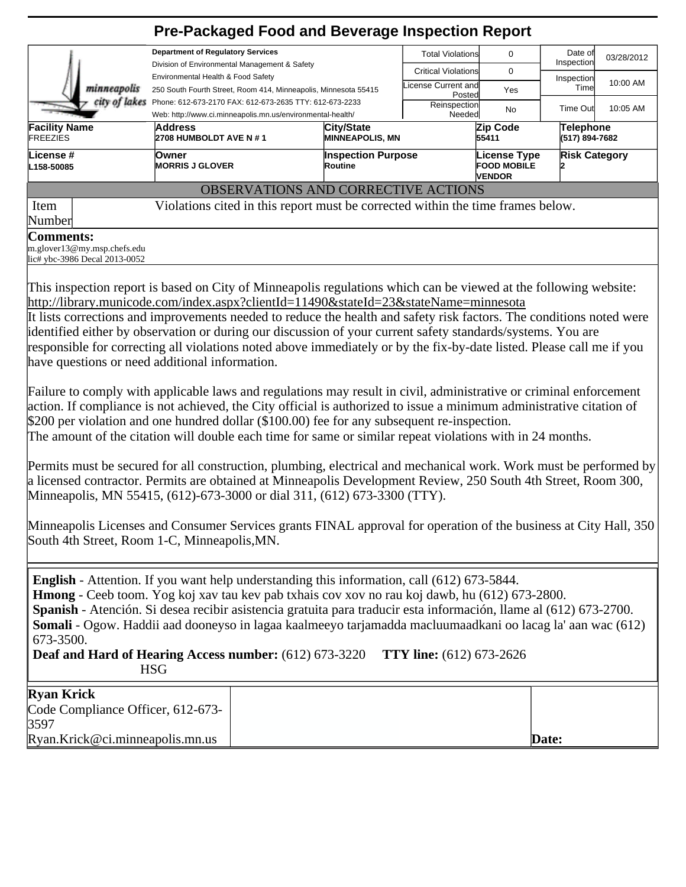# Pre-Packaged Food and Beverage Inspection Report

| | | | | | |
|---|---|---|---|---|---|
| minneapolis city of lakes | **Department of Regulatory Services**<br>Division of Environmental Management & Safety<br>Environmental Health & Food Safety<br>250 South Fourth Street, Room 414, Minneapolis, Minnesota 55415<br>Phone: 612-673-2170 FAX: 612-673-2635 TTY: 612-673-2233<br>Web: http://www.ci.minneapolis.mn.us/environmental-health/ | Total Violations | 0 | Date of Inspection | 03/28/2012 |
| | | Critical Violations | 0 | Inspection Time | 10:00 AM |
| | | License Current and Posted | Yes | | |
| | | Reinspection Needed | No | Time Out | 10:05 AM |

| Facility Name | Address | City/State | Zip Code | Telephone |
|---|---|---|---|---|
| FREEZIES | 2708 HUMBOLDT AVE N # 1 | MINNEAPOLIS, MN | 55411 | (517) 894-7682 |
| **License #** | **Owner** | **Inspection Purpose** | **License Type** | **Risk Category** |
| L158-50085 | MORRIS J GLOVER | Routine | FOOD MOBILE VENDOR | 2 |

## OBSERVATIONS AND CORRECTIVE ACTIONS

| Item Number | Violations cited in this report must be corrected within the time frames below. |
|---|---|

**Comments:**
m.glover13@my.msp.chefs.edu
lic# ybc-3986 Decal 2013-0052

This inspection report is based on City of Minneapolis regulations which can be viewed at the following website: http://library.municode.com/index.aspx?clientId=11490&stateId=23&stateName=minnesota
It lists corrections and improvements needed to reduce the health and safety risk factors. The conditions noted were identified either by observation or during our discussion of your current safety standards/systems. You are responsible for correcting all violations noted above immediately or by the fix-by-date listed. Please call me if you have questions or need additional information.

Failure to comply with applicable laws and regulations may result in civil, administrative or criminal enforcement action. If compliance is not achieved, the City official is authorized to issue a minimum administrative citation of $200 per violation and one hundred dollar ($100.00) fee for any subsequent re-inspection.
The amount of the citation will double each time for same or similar repeat violations with in 24 months.

Permits must be secured for all construction, plumbing, electrical and mechanical work. Work must be performed by a licensed contractor. Permits are obtained at Minneapolis Development Review, 250 South 4th Street, Room 300, Minneapolis, MN 55415, (612)-673-3000 or dial 311, (612) 673-3300 (TTY).

Minneapolis Licenses and Consumer Services grants FINAL approval for operation of the business at City Hall, 350 South 4th Street, Room 1-C, Minneapolis,MN.

**English** - Attention. If you want help understanding this information, call (612) 673-5844.
**Hmong** - Ceeb toom. Yog koj xav tau kev pab txhais cov xov no rau koj dawb, hu (612) 673-2800.
**Spanish** - Atención. Si desea recibir asistencia gratuita para traducir esta información, llame al (612) 673-2700.
**Somali** - Ogow. Haddii aad dooneyso in lagaa kaalmeeyo tarjamadda macluumaadkani oo lacag la' aan wac (612) 673-3500.
**Deaf and Hard of Hearing Access number:** (612) 673-3220 **TTY line:** (612) 673-2626
HSG

| | | |
|---|---|---|
| **Ryan Krick**<br>Code Compliance Officer, 612-673-3597<br>Ryan.Krick@ci.minneapolis.mn.us | | **Date:** |